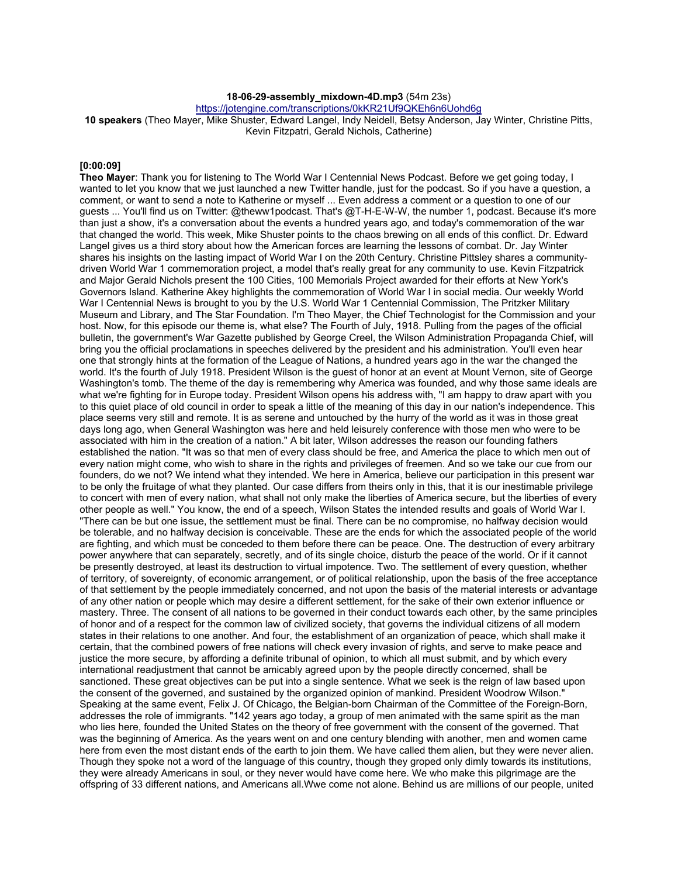**18-06-29-assembly_mixdown-4D.mp3** (54m 23s)
https://jotengine.com/transcriptions/0kKR21Uf9QKEh6n6Uohd6g
**10 speakers** (Theo Mayer, Mike Shuster, Edward Langel, Indy Neidell, Betsy Anderson, Jay Winter, Christine Pitts, Kevin Fitzpatri, Gerald Nichols, Catherine)

**[0:00:09]**
**Theo Mayer**: Thank you for listening to The World War I Centennial News Podcast. Before we get going today, I wanted to let you know that we just launched a new Twitter handle, just for the podcast. So if you have a question, a comment, or want to send a note to Katherine or myself ... Even address a comment or a question to one of our guests ... You'll find us on Twitter: @theww1podcast. That's @T-H-E-W-W, the number 1, podcast. Because it's more than just a show, it's a conversation about the events a hundred years ago, and today's commemoration of the war that changed the world. This week, Mike Shuster points to the chaos brewing on all ends of this conflict. Dr. Edward Langel gives us a third story about how the American forces are learning the lessons of combat. Dr. Jay Winter shares his insights on the lasting impact of World War I on the 20th Century. Christine Pittsley shares a community-driven World War 1 commemoration project, a model that's really great for any community to use. Kevin Fitzpatrick and Major Gerald Nichols present the 100 Cities, 100 Memorials Project awarded for their efforts at New York's Governors Island. Katherine Akey highlights the commemoration of World War I in social media. Our weekly World War I Centennial News is brought to you by the U.S. World War 1 Centennial Commission, The Pritzker Military Museum and Library, and The Star Foundation. I'm Theo Mayer, the Chief Technologist for the Commission and your host. Now, for this episode our theme is, what else? The Fourth of July, 1918. Pulling from the pages of the official bulletin, the government's War Gazette published by George Creel, the Wilson Administration Propaganda Chief, will bring you the official proclamations in speeches delivered by the president and his administration. You'll even hear one that strongly hints at the formation of the League of Nations, a hundred years ago in the war the changed the world. It's the fourth of July 1918. President Wilson is the guest of honor at an event at Mount Vernon, site of George Washington's tomb. The theme of the day is remembering why America was founded, and why those same ideals are what we're fighting for in Europe today. President Wilson opens his address with, "I am happy to draw apart with you to this quiet place of old council in order to speak a little of the meaning of this day in our nation's independence. This place seems very still and remote. It is as serene and untouched by the hurry of the world as it was in those great days long ago, when General Washington was here and held leisurely conference with those men who were to be associated with him in the creation of a nation." A bit later, Wilson addresses the reason our founding fathers established the nation. "It was so that men of every class should be free, and America the place to which men out of every nation might come, who wish to share in the rights and privileges of freemen. And so we take our cue from our founders, do we not? We intend what they intended. We here in America, believe our participation in this present war to be only the fruitage of what they planted. Our case differs from theirs only in this, that it is our inestimable privilege to concert with men of every nation, what shall not only make the liberties of America secure, but the liberties of every other people as well." You know, the end of a speech, Wilson States the intended results and goals of World War I. "There can be but one issue, the settlement must be final. There can be no compromise, no halfway decision would be tolerable, and no halfway decision is conceivable. These are the ends for which the associated people of the world are fighting, and which must be conceded to them before there can be peace. One. The destruction of every arbitrary power anywhere that can separately, secretly, and of its single choice, disturb the peace of the world. Or if it cannot be presently destroyed, at least its destruction to virtual impotence. Two. The settlement of every question, whether of territory, of sovereignty, of economic arrangement, or of political relationship, upon the basis of the free acceptance of that settlement by the people immediately concerned, and not upon the basis of the material interests or advantage of any other nation or people which may desire a different settlement, for the sake of their own exterior influence or mastery. Three. The consent of all nations to be governed in their conduct towards each other, by the same principles of honor and of a respect for the common law of civilized society, that governs the individual citizens of all modern states in their relations to one another. And four, the establishment of an organization of peace, which shall make it certain, that the combined powers of free nations will check every invasion of rights, and serve to make peace and justice the more secure, by affording a definite tribunal of opinion, to which all must submit, and by which every international readjustment that cannot be amicably agreed upon by the people directly concerned, shall be sanctioned. These great objectives can be put into a single sentence. What we seek is the reign of law based upon the consent of the governed, and sustained by the organized opinion of mankind. President Woodrow Wilson." Speaking at the same event, Felix J. Of Chicago, the Belgian-born Chairman of the Committee of the Foreign-Born, addresses the role of immigrants. "142 years ago today, a group of men animated with the same spirit as the man who lies here, founded the United States on the theory of free government with the consent of the governed. That was the beginning of America. As the years went on and one century blending with another, men and women came here from even the most distant ends of the earth to join them. We have called them alien, but they were never alien. Though they spoke not a word of the language of this country, though they groped only dimly towards its institutions, they were already Americans in soul, or they never would have come here. We who make this pilgrimage are the offspring of 33 different nations, and Americans all.Wwe come not alone. Behind us are millions of our people, united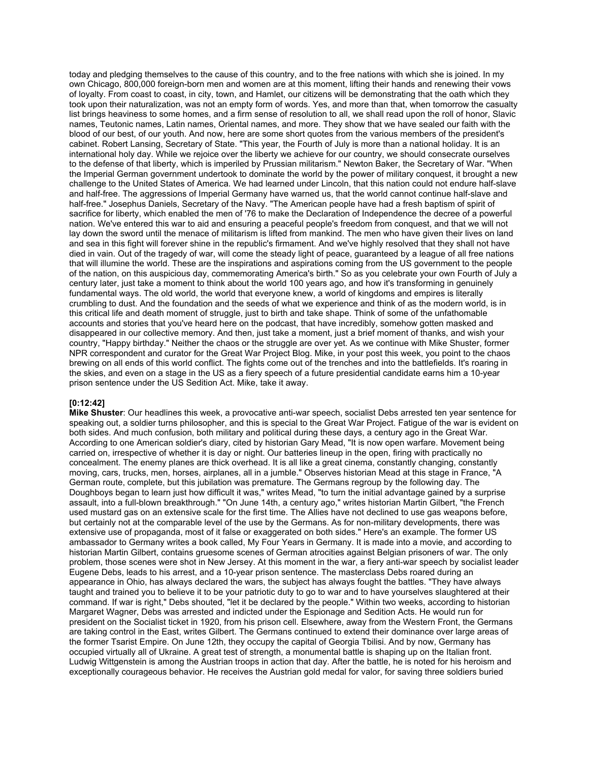today and pledging themselves to the cause of this country, and to the free nations with which she is joined. In my own Chicago, 800,000 foreign-born men and women are at this moment, lifting their hands and renewing their vows of loyalty. From coast to coast, in city, town, and Hamlet, our citizens will be demonstrating that the oath which they took upon their naturalization, was not an empty form of words. Yes, and more than that, when tomorrow the casualty list brings heaviness to some homes, and a firm sense of resolution to all, we shall read upon the roll of honor, Slavic names, Teutonic names, Latin names, Oriental names, and more. They show that we have sealed our faith with the blood of our best, of our youth. And now, here are some short quotes from the various members of the president's cabinet. Robert Lansing, Secretary of State. "This year, the Fourth of July is more than a national holiday. It is an international holy day. While we rejoice over the liberty we achieve for our country, we should consecrate ourselves to the defense of that liberty, which is imperiled by Prussian militarism." Newton Baker, the Secretary of War. "When the Imperial German government undertook to dominate the world by the power of military conquest, it brought a new challenge to the United States of America. We had learned under Lincoln, that this nation could not endure half-slave and half-free. The aggressions of Imperial Germany have warned us, that the world cannot continue half-slave and half-free." Josephus Daniels, Secretary of the Navy. "The American people have had a fresh baptism of spirit of sacrifice for liberty, which enabled the men of '76 to make the Declaration of Independence the decree of a powerful nation. We've entered this war to aid and ensuring a peaceful people's freedom from conquest, and that we will not lay down the sword until the menace of militarism is lifted from mankind. The men who have given their lives on land and sea in this fight will forever shine in the republic's firmament. And we've highly resolved that they shall not have died in vain. Out of the tragedy of war, will come the steady light of peace, guaranteed by a league of all free nations that will illumine the world. These are the inspirations and aspirations coming from the US government to the people of the nation, on this auspicious day, commemorating America's birth." So as you celebrate your own Fourth of July a century later, just take a moment to think about the world 100 years ago, and how it's transforming in genuinely fundamental ways. The old world, the world that everyone knew, a world of kingdoms and empires is literally crumbling to dust. And the foundation and the seeds of what we experience and think of as the modern world, is in this critical life and death moment of struggle, just to birth and take shape. Think of some of the unfathomable accounts and stories that you've heard here on the podcast, that have incredibly, somehow gotten masked and disappeared in our collective memory. And then, just take a moment, just a brief moment of thanks, and wish your country, "Happy birthday." Neither the chaos or the struggle are over yet. As we continue with Mike Shuster, former NPR correspondent and curator for the Great War Project Blog. Mike, in your post this week, you point to the chaos brewing on all ends of this world conflict. The fights come out of the trenches and into the battlefields. It's roaring in the skies, and even on a stage in the US as a fiery speech of a future presidential candidate earns him a 10-year prison sentence under the US Sedition Act. Mike, take it away.

**[0:12:42]**
**Mike Shuster**: Our headlines this week, a provocative anti-war speech, socialist Debs arrested ten year sentence for speaking out, a soldier turns philosopher, and this is special to the Great War Project. Fatigue of the war is evident on both sides. And much confusion, both military and political during these days, a century ago in the Great War. According to one American soldier's diary, cited by historian Gary Mead, "It is now open warfare. Movement being carried on, irrespective of whether it is day or night. Our batteries lineup in the open, firing with practically no concealment. The enemy planes are thick overhead. It is all like a great cinema, constantly changing, constantly moving, cars, trucks, men, horses, airplanes, all in a jumble." Observes historian Mead at this stage in France, "A German route, complete, but this jubilation was premature. The Germans regroup by the following day. The Doughboys began to learn just how difficult it was," writes Mead, "to turn the initial advantage gained by a surprise assault, into a full-blown breakthrough." "On June 14th, a century ago," writes historian Martin Gilbert, "the French used mustard gas on an extensive scale for the first time. The Allies have not declined to use gas weapons before, but certainly not at the comparable level of the use by the Germans. As for non-military developments, there was extensive use of propaganda, most of it false or exaggerated on both sides." Here's an example. The former US ambassador to Germany writes a book called, My Four Years in Germany. It is made into a movie, and according to historian Martin Gilbert, contains gruesome scenes of German atrocities against Belgian prisoners of war. The only problem, those scenes were shot in New Jersey. At this moment in the war, a fiery anti-war speech by socialist leader Eugene Debs, leads to his arrest, and a 10-year prison sentence. The masterclass Debs roared during an appearance in Ohio, has always declared the wars, the subject has always fought the battles. "They have always taught and trained you to believe it to be your patriotic duty to go to war and to have yourselves slaughtered at their command. If war is right," Debs shouted, "let it be declared by the people." Within two weeks, according to historian Margaret Wagner, Debs was arrested and indicted under the Espionage and Sedition Acts. He would run for president on the Socialist ticket in 1920, from his prison cell. Elsewhere, away from the Western Front, the Germans are taking control in the East, writes Gilbert. The Germans continued to extend their dominance over large areas of the former Tsarist Empire. On June 12th, they occupy the capital of Georgia Tbilisi. And by now, Germany has occupied virtually all of Ukraine. A great test of strength, a monumental battle is shaping up on the Italian front. Ludwig Wittgenstein is among the Austrian troops in action that day. After the battle, he is noted for his heroism and exceptionally courageous behavior. He receives the Austrian gold medal for valor, for saving three soldiers buried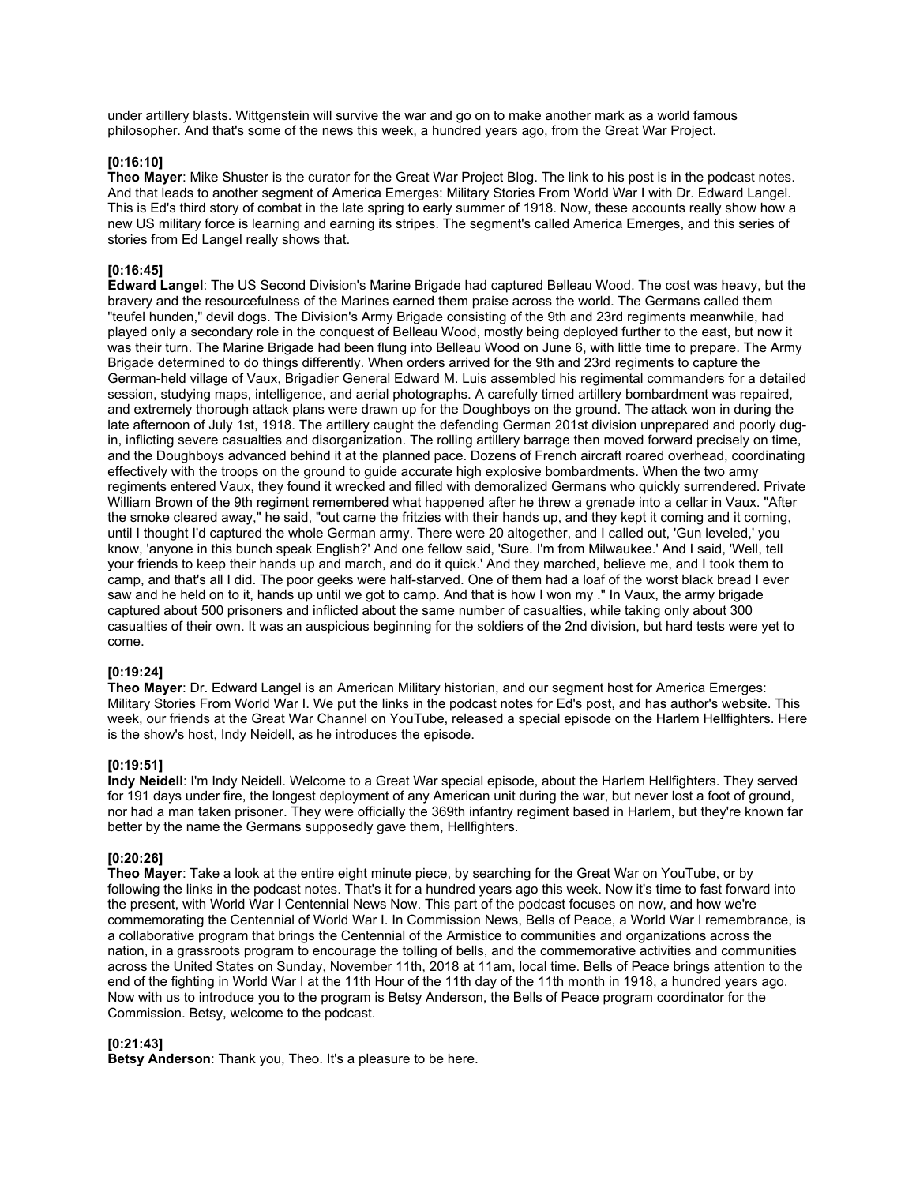under artillery blasts. Wittgenstein will survive the war and go on to make another mark as a world famous philosopher. And that's some of the news this week, a hundred years ago, from the Great War Project.

**[0:16:10]**
**Theo Mayer**: Mike Shuster is the curator for the Great War Project Blog. The link to his post is in the podcast notes. And that leads to another segment of America Emerges: Military Stories From World War I with Dr. Edward Langel. This is Ed's third story of combat in the late spring to early summer of 1918. Now, these accounts really show how a new US military force is learning and earning its stripes. The segment's called America Emerges, and this series of stories from Ed Langel really shows that.

**[0:16:45]**
**Edward Langel**: The US Second Division's Marine Brigade had captured Belleau Wood. The cost was heavy, but the bravery and the resourcefulness of the Marines earned them praise across the world. The Germans called them "teufel hunden," devil dogs. The Division's Army Brigade consisting of the 9th and 23rd regiments meanwhile, had played only a secondary role in the conquest of Belleau Wood, mostly being deployed further to the east, but now it was their turn. The Marine Brigade had been flung into Belleau Wood on June 6, with little time to prepare. The Army Brigade determined to do things differently. When orders arrived for the 9th and 23rd regiments to capture the German-held village of Vaux, Brigadier General Edward M. Luis assembled his regimental commanders for a detailed session, studying maps, intelligence, and aerial photographs. A carefully timed artillery bombardment was repaired, and extremely thorough attack plans were drawn up for the Doughboys on the ground. The attack won in during the late afternoon of July 1st, 1918. The artillery caught the defending German 201st division unprepared and poorly dug-in, inflicting severe casualties and disorganization. The rolling artillery barrage then moved forward precisely on time, and the Doughboys advanced behind it at the planned pace. Dozens of French aircraft roared overhead, coordinating effectively with the troops on the ground to guide accurate high explosive bombardments. When the two army regiments entered Vaux, they found it wrecked and filled with demoralized Germans who quickly surrendered. Private William Brown of the 9th regiment remembered what happened after he threw a grenade into a cellar in Vaux. "After the smoke cleared away," he said, "out came the fritzies with their hands up, and they kept it coming and it coming, until I thought I'd captured the whole German army. There were 20 altogether, and I called out, 'Gun leveled,' you know, 'anyone in this bunch speak English?' And one fellow said, 'Sure. I'm from Milwaukee.' And I said, 'Well, tell your friends to keep their hands up and march, and do it quick.' And they marched, believe me, and I took them to camp, and that's all I did. The poor geeks were half-starved. One of them had a loaf of the worst black bread I ever saw and he held on to it, hands up until we got to camp. And that is how I won my ." In Vaux, the army brigade captured about 500 prisoners and inflicted about the same number of casualties, while taking only about 300 casualties of their own. It was an auspicious beginning for the soldiers of the 2nd division, but hard tests were yet to come.

**[0:19:24]**
**Theo Mayer**: Dr. Edward Langel is an American Military historian, and our segment host for America Emerges: Military Stories From World War I. We put the links in the podcast notes for Ed's post, and has author's website. This week, our friends at the Great War Channel on YouTube, released a special episode on the Harlem Hellfighters. Here is the show's host, Indy Neidell, as he introduces the episode.

**[0:19:51]**
**Indy Neidell**: I'm Indy Neidell. Welcome to a Great War special episode, about the Harlem Hellfighters. They served for 191 days under fire, the longest deployment of any American unit during the war, but never lost a foot of ground, nor had a man taken prisoner. They were officially the 369th infantry regiment based in Harlem, but they're known far better by the name the Germans supposedly gave them, Hellfighters.

**[0:20:26]**
**Theo Mayer**: Take a look at the entire eight minute piece, by searching for the Great War on YouTube, or by following the links in the podcast notes. That's it for a hundred years ago this week. Now it's time to fast forward into the present, with World War I Centennial News Now. This part of the podcast focuses on now, and how we're commemorating the Centennial of World War I. In Commission News, Bells of Peace, a World War I remembrance, is a collaborative program that brings the Centennial of the Armistice to communities and organizations across the nation, in a grassroots program to encourage the tolling of bells, and the commemorative activities and communities across the United States on Sunday, November 11th, 2018 at 11am, local time. Bells of Peace brings attention to the end of the fighting in World War I at the 11th Hour of the 11th day of the 11th month in 1918, a hundred years ago. Now with us to introduce you to the program is Betsy Anderson, the Bells of Peace program coordinator for the Commission. Betsy, welcome to the podcast.

**[0:21:43]**
**Betsy Anderson**: Thank you, Theo. It's a pleasure to be here.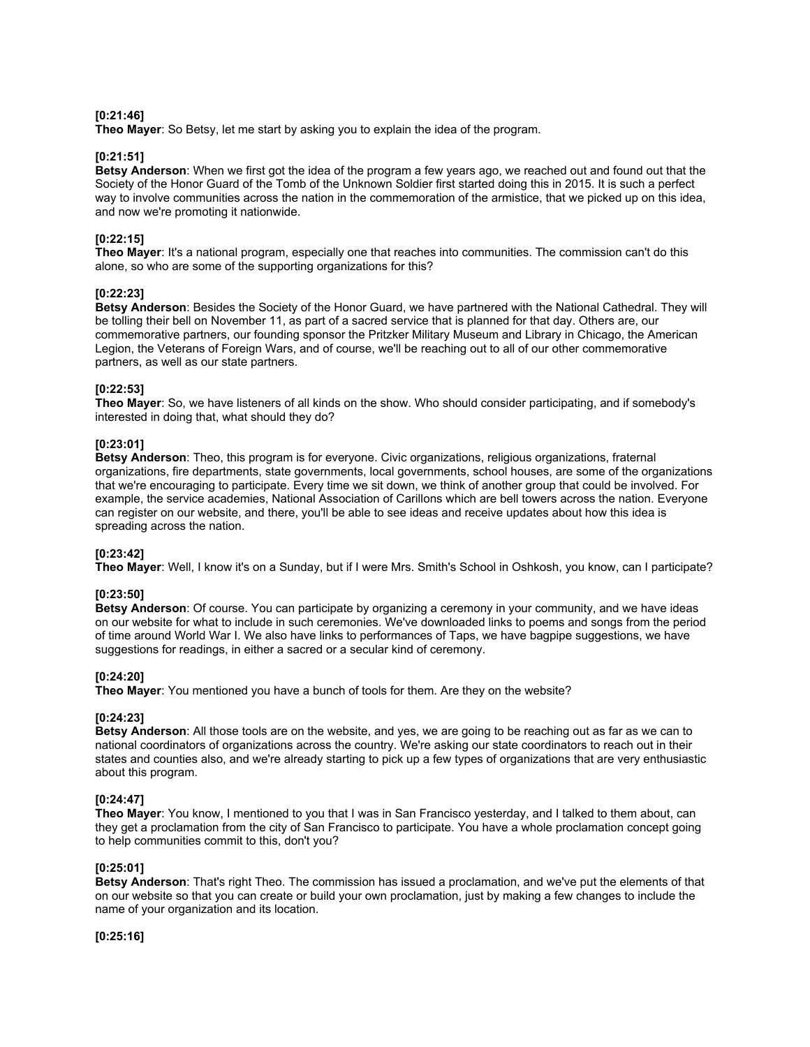**[0:21:46]**
**Theo Mayer**: So Betsy, let me start by asking you to explain the idea of the program.

**[0:21:51]**
**Betsy Anderson**: When we first got the idea of the program a few years ago, we reached out and found out that the Society of the Honor Guard of the Tomb of the Unknown Soldier first started doing this in 2015. It is such a perfect way to involve communities across the nation in the commemoration of the armistice, that we picked up on this idea, and now we're promoting it nationwide.

**[0:22:15]**
**Theo Mayer**: It's a national program, especially one that reaches into communities. The commission can't do this alone, so who are some of the supporting organizations for this?

**[0:22:23]**
**Betsy Anderson**: Besides the Society of the Honor Guard, we have partnered with the National Cathedral. They will be tolling their bell on November 11, as part of a sacred service that is planned for that day. Others are, our commemorative partners, our founding sponsor the Pritzker Military Museum and Library in Chicago, the American Legion, the Veterans of Foreign Wars, and of course, we'll be reaching out to all of our other commemorative partners, as well as our state partners.

**[0:22:53]**
**Theo Mayer**: So, we have listeners of all kinds on the show. Who should consider participating, and if somebody's interested in doing that, what should they do?

**[0:23:01]**
**Betsy Anderson**: Theo, this program is for everyone. Civic organizations, religious organizations, fraternal organizations, fire departments, state governments, local governments, school houses, are some of the organizations that we're encouraging to participate. Every time we sit down, we think of another group that could be involved. For example, the service academies, National Association of Carillons which are bell towers across the nation. Everyone can register on our website, and there, you'll be able to see ideas and receive updates about how this idea is spreading across the nation.

**[0:23:42]**
**Theo Mayer**: Well, I know it's on a Sunday, but if I were Mrs. Smith's School in Oshkosh, you know, can I participate?

**[0:23:50]**
**Betsy Anderson**: Of course. You can participate by organizing a ceremony in your community, and we have ideas on our website for what to include in such ceremonies. We've downloaded links to poems and songs from the period of time around World War I. We also have links to performances of Taps, we have bagpipe suggestions, we have suggestions for readings, in either a sacred or a secular kind of ceremony.

**[0:24:20]**
**Theo Mayer**: You mentioned you have a bunch of tools for them. Are they on the website?

**[0:24:23]**
**Betsy Anderson**: All those tools are on the website, and yes, we are going to be reaching out as far as we can to national coordinators of organizations across the country. We're asking our state coordinators to reach out in their states and counties also, and we're already starting to pick up a few types of organizations that are very enthusiastic about this program.

**[0:24:47]**
**Theo Mayer**: You know, I mentioned to you that I was in San Francisco yesterday, and I talked to them about, can they get a proclamation from the city of San Francisco to participate. You have a whole proclamation concept going to help communities commit to this, don't you?

**[0:25:01]**
**Betsy Anderson**: That's right Theo. The commission has issued a proclamation, and we've put the elements of that on our website so that you can create or build your own proclamation, just by making a few changes to include the name of your organization and its location.

**[0:25:16]**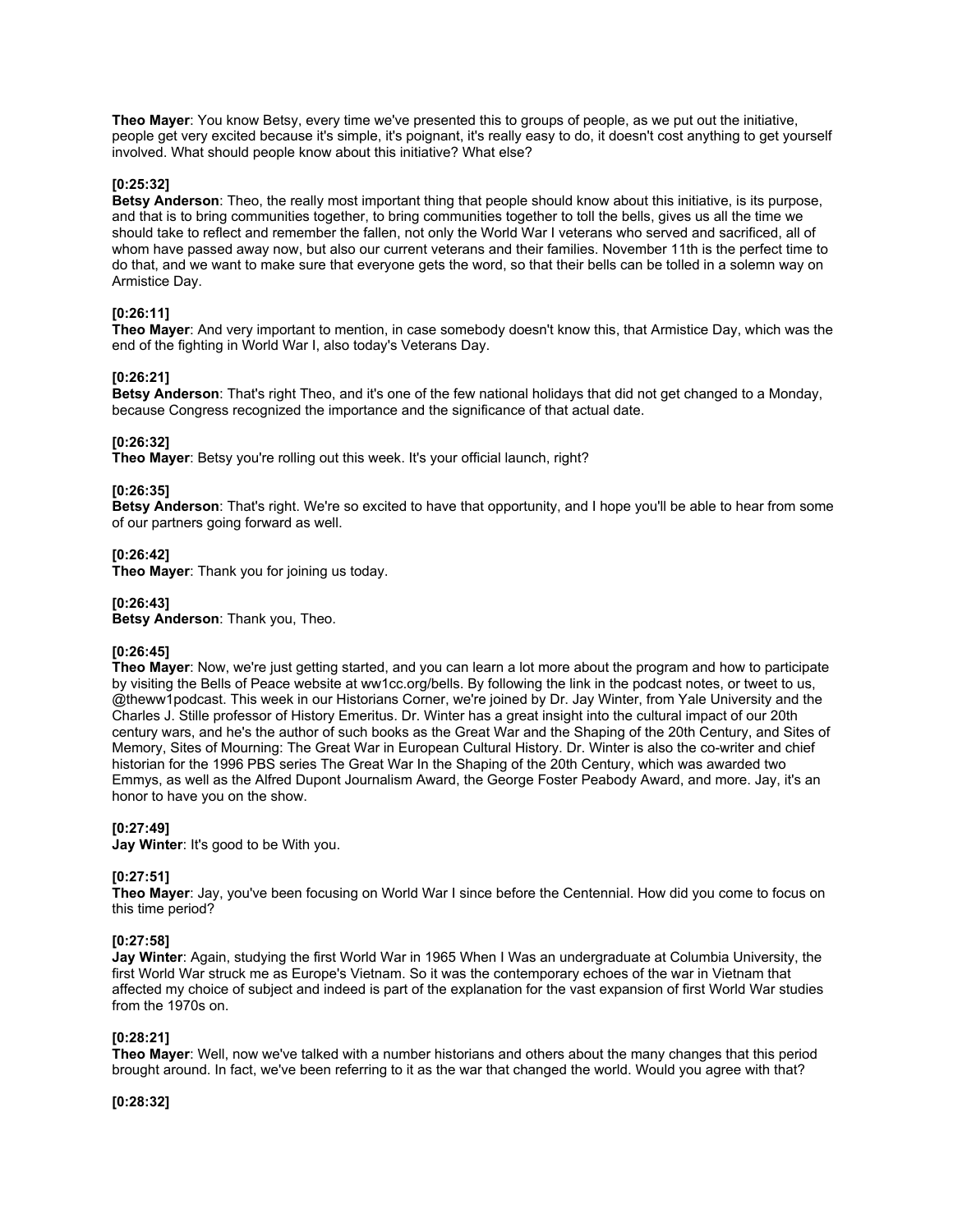**Theo Mayer**: You know Betsy, every time we've presented this to groups of people, as we put out the initiative, people get very excited because it's simple, it's poignant, it's really easy to do, it doesn't cost anything to get yourself involved. What should people know about this initiative? What else?

**[0:25:32]**
**Betsy Anderson**: Theo, the really most important thing that people should know about this initiative, is its purpose, and that is to bring communities together, to bring communities together to toll the bells, gives us all the time we should take to reflect and remember the fallen, not only the World War I veterans who served and sacrificed, all of whom have passed away now, but also our current veterans and their families. November 11th is the perfect time to do that, and we want to make sure that everyone gets the word, so that their bells can be tolled in a solemn way on Armistice Day.

**[0:26:11]**
**Theo Mayer**: And very important to mention, in case somebody doesn't know this, that Armistice Day, which was the end of the fighting in World War I, also today's Veterans Day.

**[0:26:21]**
**Betsy Anderson**: That's right Theo, and it's one of the few national holidays that did not get changed to a Monday, because Congress recognized the importance and the significance of that actual date.

**[0:26:32]**
**Theo Mayer**: Betsy you're rolling out this week. It's your official launch, right?

**[0:26:35]**
**Betsy Anderson**: That's right. We're so excited to have that opportunity, and I hope you'll be able to hear from some of our partners going forward as well.

**[0:26:42]**
**Theo Mayer**: Thank you for joining us today.

**[0:26:43]**
**Betsy Anderson**: Thank you, Theo.

**[0:26:45]**
**Theo Mayer**: Now, we're just getting started, and you can learn a lot more about the program and how to participate by visiting the Bells of Peace website at ww1cc.org/bells. By following the link in the podcast notes, or tweet to us, @theww1podcast. This week in our Historians Corner, we're joined by Dr. Jay Winter, from Yale University and the Charles J. Stille professor of History Emeritus. Dr. Winter has a great insight into the cultural impact of our 20th century wars, and he's the author of such books as the Great War and the Shaping of the 20th Century, and Sites of Memory, Sites of Mourning: The Great War in European Cultural History. Dr. Winter is also the co-writer and chief historian for the 1996 PBS series The Great War In the Shaping of the 20th Century, which was awarded two Emmys, as well as the Alfred Dupont Journalism Award, the George Foster Peabody Award, and more. Jay, it's an honor to have you on the show.

**[0:27:49]**
**Jay Winter**: It's good to be With you.

**[0:27:51]**
**Theo Mayer**: Jay, you've been focusing on World War I since before the Centennial. How did you come to focus on this time period?

**[0:27:58]**
**Jay Winter**: Again, studying the first World War in 1965 When I Was an undergraduate at Columbia University, the first World War struck me as Europe's Vietnam. So it was the contemporary echoes of the war in Vietnam that affected my choice of subject and indeed is part of the explanation for the vast expansion of first World War studies from the 1970s on.

**[0:28:21]**
**Theo Mayer**: Well, now we've talked with a number historians and others about the many changes that this period brought around. In fact, we've been referring to it as the war that changed the world. Would you agree with that?

**[0:28:32]**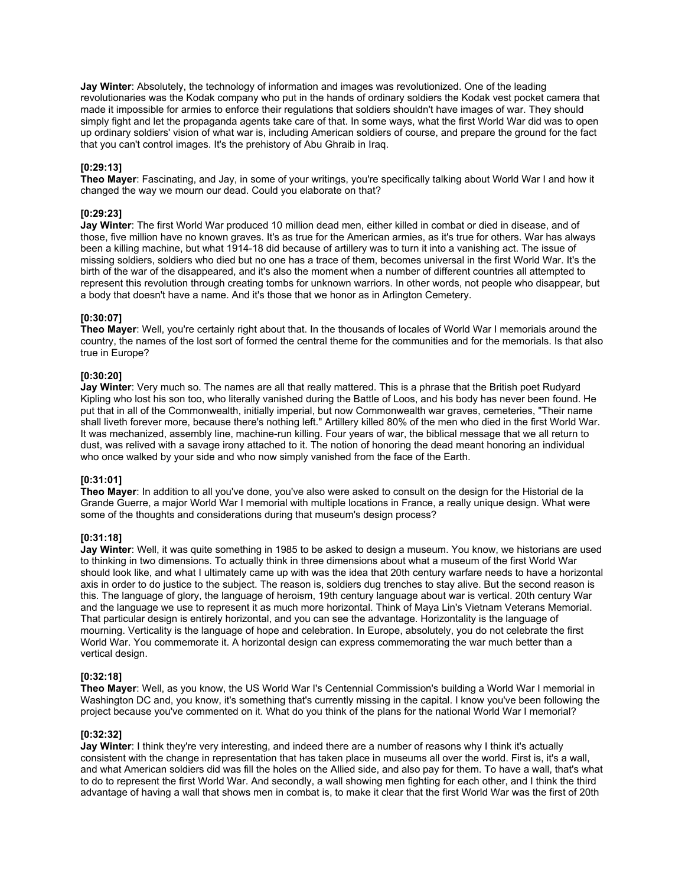**Jay Winter**: Absolutely, the technology of information and images was revolutionized. One of the leading revolutionaries was the Kodak company who put in the hands of ordinary soldiers the Kodak vest pocket camera that made it impossible for armies to enforce their regulations that soldiers shouldn't have images of war. They should simply fight and let the propaganda agents take care of that. In some ways, what the first World War did was to open up ordinary soldiers' vision of what war is, including American soldiers of course, and prepare the ground for the fact that you can't control images. It's the prehistory of Abu Ghraib in Iraq.

**[0:29:13]**
**Theo Mayer**: Fascinating, and Jay, in some of your writings, you're specifically talking about World War I and how it changed the way we mourn our dead. Could you elaborate on that?

**[0:29:23]**
**Jay Winter**: The first World War produced 10 million dead men, either killed in combat or died in disease, and of those, five million have no known graves. It's as true for the American armies, as it's true for others. War has always been a killing machine, but what 1914-18 did because of artillery was to turn it into a vanishing act. The issue of missing soldiers, soldiers who died but no one has a trace of them, becomes universal in the first World War. It's the birth of the war of the disappeared, and it's also the moment when a number of different countries all attempted to represent this revolution through creating tombs for unknown warriors. In other words, not people who disappear, but a body that doesn't have a name. And it's those that we honor as in Arlington Cemetery.

**[0:30:07]**
**Theo Mayer**: Well, you're certainly right about that. In the thousands of locales of World War I memorials around the country, the names of the lost sort of formed the central theme for the communities and for the memorials. Is that also true in Europe?

**[0:30:20]**
**Jay Winter**: Very much so. The names are all that really mattered. This is a phrase that the British poet Rudyard Kipling who lost his son too, who literally vanished during the Battle of Loos, and his body has never been found. He put that in all of the Commonwealth, initially imperial, but now Commonwealth war graves, cemeteries, "Their name shall liveth forever more, because there's nothing left." Artillery killed 80% of the men who died in the first World War. It was mechanized, assembly line, machine-run killing. Four years of war, the biblical message that we all return to dust, was relived with a savage irony attached to it. The notion of honoring the dead meant honoring an individual who once walked by your side and who now simply vanished from the face of the Earth.

**[0:31:01]**
**Theo Mayer**: In addition to all you've done, you've also were asked to consult on the design for the Historial de la Grande Guerre, a major World War I memorial with multiple locations in France, a really unique design. What were some of the thoughts and considerations during that museum's design process?

**[0:31:18]**
**Jay Winter**: Well, it was quite something in 1985 to be asked to design a museum. You know, we historians are used to thinking in two dimensions. To actually think in three dimensions about what a museum of the first World War should look like, and what I ultimately came up with was the idea that 20th century warfare needs to have a horizontal axis in order to do justice to the subject. The reason is, soldiers dug trenches to stay alive. But the second reason is this. The language of glory, the language of heroism, 19th century language about war is vertical. 20th century War and the language we use to represent it as much more horizontal. Think of Maya Lin's Vietnam Veterans Memorial. That particular design is entirely horizontal, and you can see the advantage. Horizontality is the language of mourning. Verticality is the language of hope and celebration. In Europe, absolutely, you do not celebrate the first World War. You commemorate it. A horizontal design can express commemorating the war much better than a vertical design.

**[0:32:18]**
**Theo Mayer**: Well, as you know, the US World War I's Centennial Commission's building a World War I memorial in Washington DC and, you know, it's something that's currently missing in the capital. I know you've been following the project because you've commented on it. What do you think of the plans for the national World War I memorial?

**[0:32:32]**
**Jay Winter**: I think they're very interesting, and indeed there are a number of reasons why I think it's actually consistent with the change in representation that has taken place in museums all over the world. First is, it's a wall, and what American soldiers did was fill the holes on the Allied side, and also pay for them. To have a wall, that's what to do to represent the first World War. And secondly, a wall showing men fighting for each other, and I think the third advantage of having a wall that shows men in combat is, to make it clear that the first World War was the first of 20th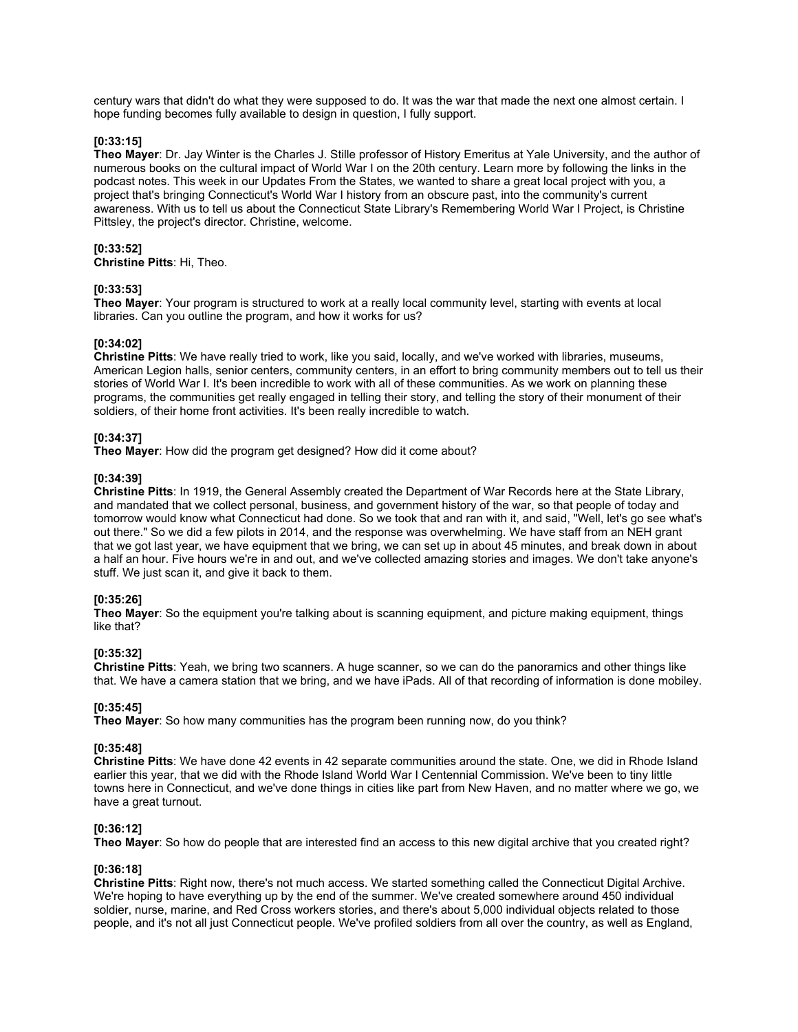century wars that didn't do what they were supposed to do. It was the war that made the next one almost certain. I hope funding becomes fully available to design in question, I fully support.

**[0:33:15]**
**Theo Mayer**: Dr. Jay Winter is the Charles J. Stille professor of History Emeritus at Yale University, and the author of numerous books on the cultural impact of World War I on the 20th century. Learn more by following the links in the podcast notes. This week in our Updates From the States, we wanted to share a great local project with you, a project that's bringing Connecticut's World War I history from an obscure past, into the community's current awareness. With us to tell us about the Connecticut State Library's Remembering World War I Project, is Christine Pittsley, the project's director. Christine, welcome.

**[0:33:52]**
**Christine Pitts**: Hi, Theo.

**[0:33:53]**
**Theo Mayer**: Your program is structured to work at a really local community level, starting with events at local libraries. Can you outline the program, and how it works for us?

**[0:34:02]**
**Christine Pitts**: We have really tried to work, like you said, locally, and we've worked with libraries, museums, American Legion halls, senior centers, community centers, in an effort to bring community members out to tell us their stories of World War I. It's been incredible to work with all of these communities. As we work on planning these programs, the communities get really engaged in telling their story, and telling the story of their monument of their soldiers, of their home front activities. It's been really incredible to watch.

**[0:34:37]**
**Theo Mayer**: How did the program get designed? How did it come about?

**[0:34:39]**
**Christine Pitts**: In 1919, the General Assembly created the Department of War Records here at the State Library, and mandated that we collect personal, business, and government history of the war, so that people of today and tomorrow would know what Connecticut had done. So we took that and ran with it, and said, "Well, let's go see what's out there." So we did a few pilots in 2014, and the response was overwhelming. We have staff from an NEH grant that we got last year, we have equipment that we bring, we can set up in about 45 minutes, and break down in about a half an hour. Five hours we're in and out, and we've collected amazing stories and images. We don't take anyone's stuff. We just scan it, and give it back to them.

**[0:35:26]**
**Theo Mayer**: So the equipment you're talking about is scanning equipment, and picture making equipment, things like that?

**[0:35:32]**
**Christine Pitts**: Yeah, we bring two scanners. A huge scanner, so we can do the panoramics and other things like that. We have a camera station that we bring, and we have iPads. All of that recording of information is done mobiley.

**[0:35:45]**
**Theo Mayer**: So how many communities has the program been running now, do you think?

**[0:35:48]**
**Christine Pitts**: We have done 42 events in 42 separate communities around the state. One, we did in Rhode Island earlier this year, that we did with the Rhode Island World War I Centennial Commission. We've been to tiny little towns here in Connecticut, and we've done things in cities like part from New Haven, and no matter where we go, we have a great turnout.

**[0:36:12]**
**Theo Mayer**: So how do people that are interested find an access to this new digital archive that you created right?

**[0:36:18]**
**Christine Pitts**: Right now, there's not much access. We started something called the Connecticut Digital Archive. We're hoping to have everything up by the end of the summer. We've created somewhere around 450 individual soldier, nurse, marine, and Red Cross workers stories, and there's about 5,000 individual objects related to those people, and it's not all just Connecticut people. We've profiled soldiers from all over the country, as well as England,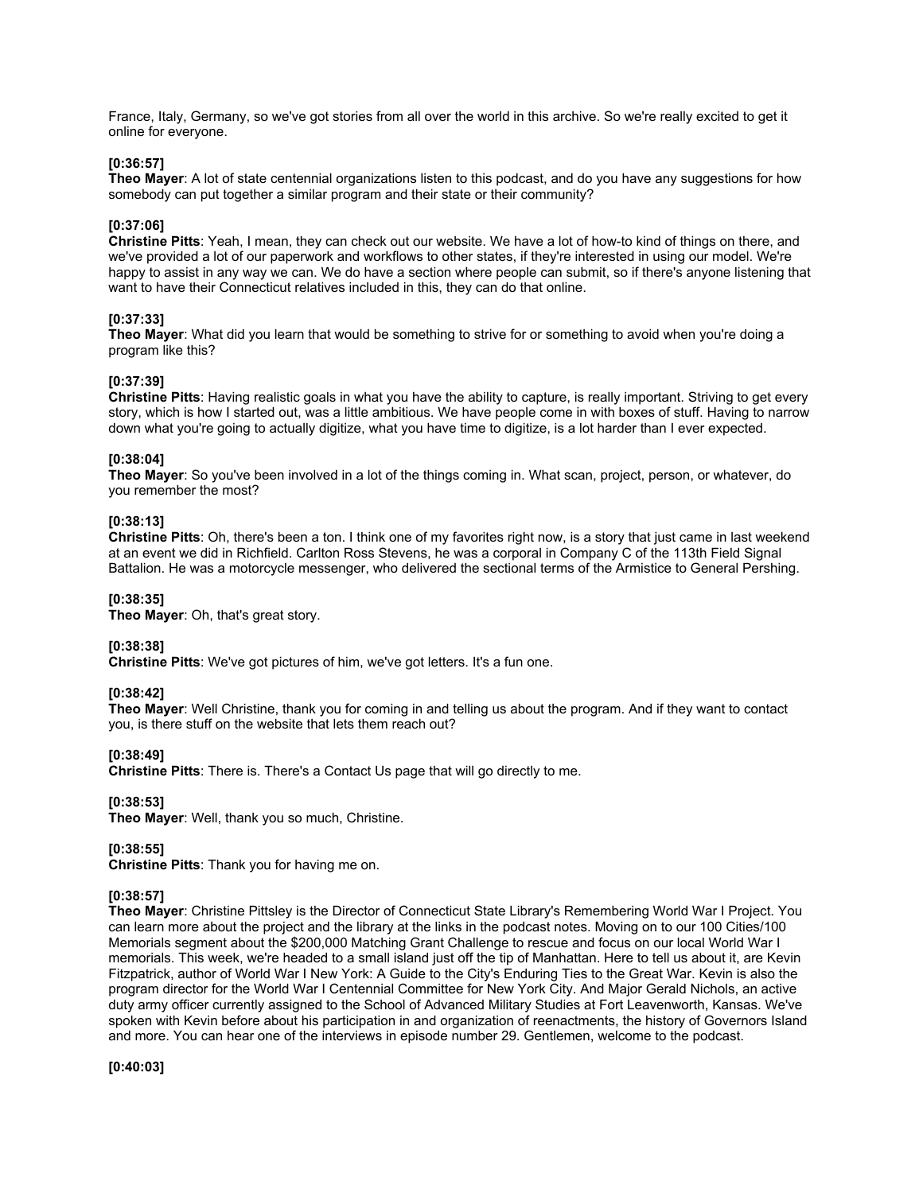France, Italy, Germany, so we've got stories from all over the world in this archive. So we're really excited to get it online for everyone.

**[0:36:57]**
**Theo Mayer**: A lot of state centennial organizations listen to this podcast, and do you have any suggestions for how somebody can put together a similar program and their state or their community?

**[0:37:06]**
**Christine Pitts**: Yeah, I mean, they can check out our website. We have a lot of how-to kind of things on there, and we've provided a lot of our paperwork and workflows to other states, if they're interested in using our model. We're happy to assist in any way we can. We do have a section where people can submit, so if there's anyone listening that want to have their Connecticut relatives included in this, they can do that online.

**[0:37:33]**
**Theo Mayer**: What did you learn that would be something to strive for or something to avoid when you're doing a program like this?

**[0:37:39]**
**Christine Pitts**: Having realistic goals in what you have the ability to capture, is really important. Striving to get every story, which is how I started out, was a little ambitious. We have people come in with boxes of stuff. Having to narrow down what you're going to actually digitize, what you have time to digitize, is a lot harder than I ever expected.

**[0:38:04]**
**Theo Mayer**: So you've been involved in a lot of the things coming in. What scan, project, person, or whatever, do you remember the most?

**[0:38:13]**
**Christine Pitts**: Oh, there's been a ton. I think one of my favorites right now, is a story that just came in last weekend at an event we did in Richfield. Carlton Ross Stevens, he was a corporal in Company C of the 113th Field Signal Battalion. He was a motorcycle messenger, who delivered the sectional terms of the Armistice to General Pershing.

**[0:38:35]**
**Theo Mayer**: Oh, that's great story.

**[0:38:38]**
**Christine Pitts**: We've got pictures of him, we've got letters. It's a fun one.

**[0:38:42]**
**Theo Mayer**: Well Christine, thank you for coming in and telling us about the program. And if they want to contact you, is there stuff on the website that lets them reach out?

**[0:38:49]**
**Christine Pitts**: There is. There's a Contact Us page that will go directly to me.

**[0:38:53]**
**Theo Mayer**: Well, thank you so much, Christine.

**[0:38:55]**
**Christine Pitts**: Thank you for having me on.

**[0:38:57]**
**Theo Mayer**: Christine Pittsley is the Director of Connecticut State Library's Remembering World War I Project. You can learn more about the project and the library at the links in the podcast notes. Moving on to our 100 Cities/100 Memorials segment about the $200,000 Matching Grant Challenge to rescue and focus on our local World War I memorials. This week, we're headed to a small island just off the tip of Manhattan. Here to tell us about it, are Kevin Fitzpatrick, author of World War I New York: A Guide to the City's Enduring Ties to the Great War. Kevin is also the program director for the World War I Centennial Committee for New York City. And Major Gerald Nichols, an active duty army officer currently assigned to the School of Advanced Military Studies at Fort Leavenworth, Kansas. We've spoken with Kevin before about his participation in and organization of reenactments, the history of Governors Island and more. You can hear one of the interviews in episode number 29. Gentlemen, welcome to the podcast.

**[0:40:03]**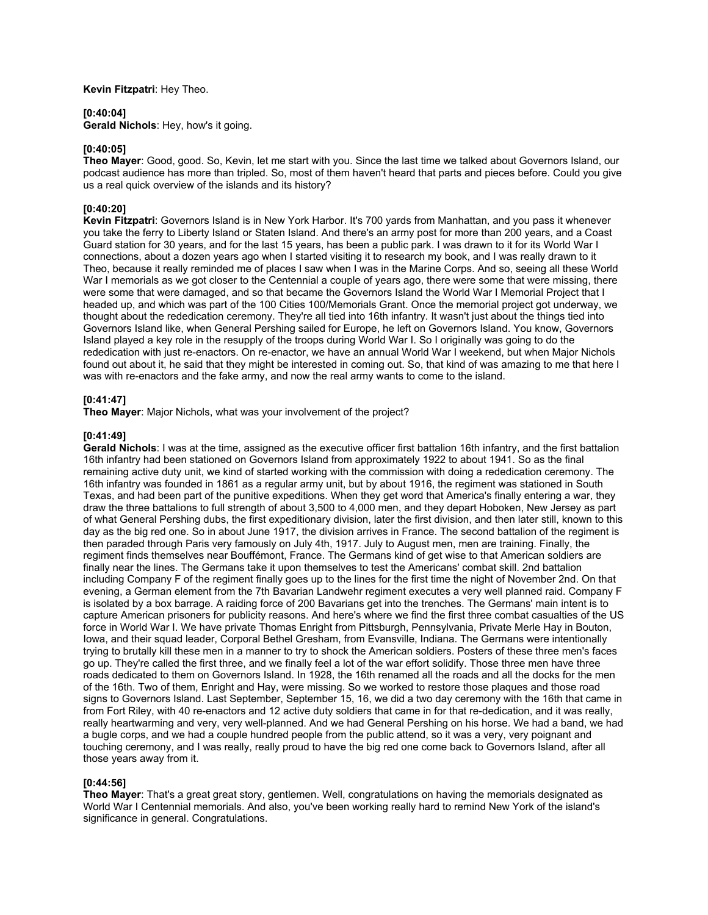**Kevin Fitzpatri**: Hey Theo.

**[0:40:04]**
**Gerald Nichols**: Hey, how's it going.

**[0:40:05]**
**Theo Mayer**: Good, good. So, Kevin, let me start with you. Since the last time we talked about Governors Island, our podcast audience has more than tripled. So, most of them haven't heard that parts and pieces before. Could you give us a real quick overview of the islands and its history?

**[0:40:20]**
**Kevin Fitzpatri**: Governors Island is in New York Harbor. It's 700 yards from Manhattan, and you pass it whenever you take the ferry to Liberty Island or Staten Island. And there's an army post for more than 200 years, and a Coast Guard station for 30 years, and for the last 15 years, has been a public park. I was drawn to it for its World War I connections, about a dozen years ago when I started visiting it to research my book, and I was really drawn to it Theo, because it really reminded me of places I saw when I was in the Marine Corps. And so, seeing all these World War I memorials as we got closer to the Centennial a couple of years ago, there were some that were missing, there were some that were damaged, and so that became the Governors Island the World War I Memorial Project that I headed up, and which was part of the 100 Cities 100/Memorials Grant. Once the memorial project got underway, we thought about the rededication ceremony. They're all tied into 16th infantry. It wasn't just about the things tied into Governors Island like, when General Pershing sailed for Europe, he left on Governors Island. You know, Governors Island played a key role in the resupply of the troops during World War I. So I originally was going to do the rededication with just re-enactors. On re-enactor, we have an annual World War I weekend, but when Major Nichols found out about it, he said that they might be interested in coming out. So, that kind of was amazing to me that here I was with re-enactors and the fake army, and now the real army wants to come to the island.

**[0:41:47]**
**Theo Mayer**: Major Nichols, what was your involvement of the project?

**[0:41:49]**
**Gerald Nichols**: I was at the time, assigned as the executive officer first battalion 16th infantry, and the first battalion 16th infantry had been stationed on Governors Island from approximately 1922 to about 1941. So as the final remaining active duty unit, we kind of started working with the commission with doing a rededication ceremony. The 16th infantry was founded in 1861 as a regular army unit, but by about 1916, the regiment was stationed in South Texas, and had been part of the punitive expeditions. When they get word that America's finally entering a war, they draw the three battalions to full strength of about 3,500 to 4,000 men, and they depart Hoboken, New Jersey as part of what General Pershing dubs, the first expeditionary division, later the first division, and then later still, known to this day as the big red one. So in about June 1917, the division arrives in France. The second battalion of the regiment is then paraded through Paris very famously on July 4th, 1917. July to August men, men are training. Finally, the regiment finds themselves near Bouffémont, France. The Germans kind of get wise to that American soldiers are finally near the lines. The Germans take it upon themselves to test the Americans' combat skill. 2nd battalion including Company F of the regiment finally goes up to the lines for the first time the night of November 2nd. On that evening, a German element from the 7th Bavarian Landwehr regiment executes a very well planned raid. Company F is isolated by a box barrage. A raiding force of 200 Bavarians get into the trenches. The Germans' main intent is to capture American prisoners for publicity reasons. And here's where we find the first three combat casualties of the US force in World War I. We have private Thomas Enright from Pittsburgh, Pennsylvania, Private Merle Hay in Bouton, Iowa, and their squad leader, Corporal Bethel Gresham, from Evansville, Indiana. The Germans were intentionally trying to brutally kill these men in a manner to try to shock the American soldiers. Posters of these three men's faces go up. They're called the first three, and we finally feel a lot of the war effort solidify. Those three men have three roads dedicated to them on Governors Island. In 1928, the 16th renamed all the roads and all the docks for the men of the 16th. Two of them, Enright and Hay, were missing. So we worked to restore those plaques and those road signs to Governors Island. Last September, September 15, 16, we did a two day ceremony with the 16th that came in from Fort Riley, with 40 re-enactors and 12 active duty soldiers that came in for that re-dedication, and it was really, really heartwarming and very, very well-planned. And we had General Pershing on his horse. We had a band, we had a bugle corps, and we had a couple hundred people from the public attend, so it was a very, very poignant and touching ceremony, and I was really, really proud to have the big red one come back to Governors Island, after all those years away from it.

**[0:44:56]**
**Theo Mayer**: That's a great great story, gentlemen. Well, congratulations on having the memorials designated as World War I Centennial memorials. And also, you've been working really hard to remind New York of the island's significance in general. Congratulations.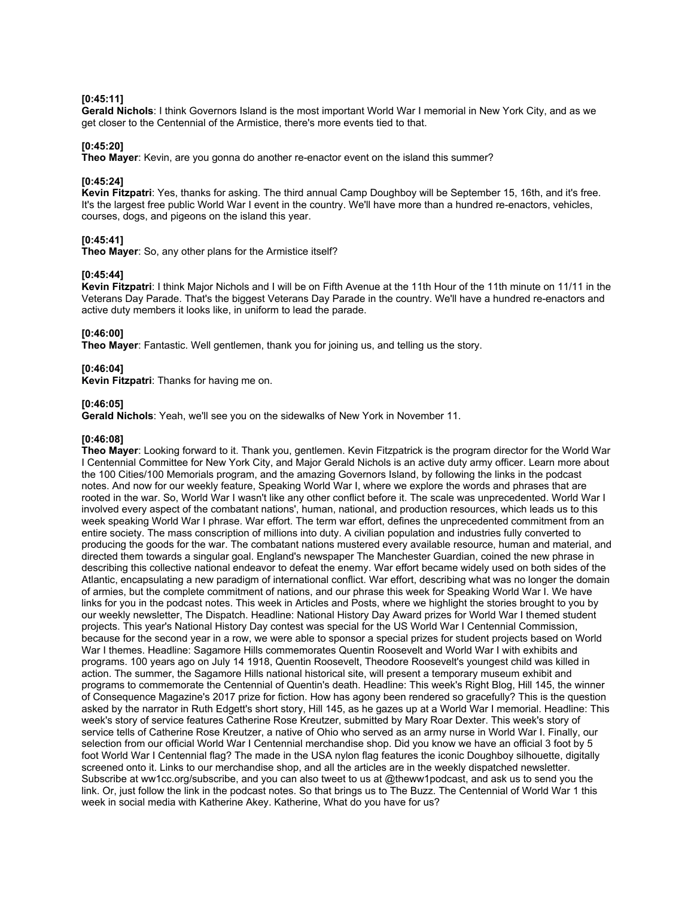**[0:45:11]**
**Gerald Nichols**: I think Governors Island is the most important World War I memorial in New York City, and as we get closer to the Centennial of the Armistice, there's more events tied to that.

**[0:45:20]**
**Theo Mayer**: Kevin, are you gonna do another re-enactor event on the island this summer?

**[0:45:24]**
**Kevin Fitzpatri**: Yes, thanks for asking. The third annual Camp Doughboy will be September 15, 16th, and it's free. It's the largest free public World War I event in the country. We'll have more than a hundred re-enactors, vehicles, courses, dogs, and pigeons on the island this year.

**[0:45:41]**
**Theo Mayer**: So, any other plans for the Armistice itself?

**[0:45:44]**
**Kevin Fitzpatri**: I think Major Nichols and I will be on Fifth Avenue at the 11th Hour of the 11th minute on 11/11 in the Veterans Day Parade. That's the biggest Veterans Day Parade in the country. We'll have a hundred re-enactors and active duty members it looks like, in uniform to lead the parade.

**[0:46:00]**
**Theo Mayer**: Fantastic. Well gentlemen, thank you for joining us, and telling us the story.

**[0:46:04]**
**Kevin Fitzpatri**: Thanks for having me on.

**[0:46:05]**
**Gerald Nichols**: Yeah, we'll see you on the sidewalks of New York in November 11.

**[0:46:08]**
**Theo Mayer**: Looking forward to it. Thank you, gentlemen. Kevin Fitzpatrick is the program director for the World War I Centennial Committee for New York City, and Major Gerald Nichols is an active duty army officer. Learn more about the 100 Cities/100 Memorials program, and the amazing Governors Island, by following the links in the podcast notes. And now for our weekly feature, Speaking World War I, where we explore the words and phrases that are rooted in the war. So, World War I wasn't like any other conflict before it. The scale was unprecedented. World War I involved every aspect of the combatant nations', human, national, and production resources, which leads us to this week speaking World War I phrase. War effort. The term war effort, defines the unprecedented commitment from an entire society. The mass conscription of millions into duty. A civilian population and industries fully converted to producing the goods for the war. The combatant nations mustered every available resource, human and material, and directed them towards a singular goal. England's newspaper The Manchester Guardian, coined the new phrase in describing this collective national endeavor to defeat the enemy. War effort became widely used on both sides of the Atlantic, encapsulating a new paradigm of international conflict. War effort, describing what was no longer the domain of armies, but the complete commitment of nations, and our phrase this week for Speaking World War I. We have links for you in the podcast notes. This week in Articles and Posts, where we highlight the stories brought to you by our weekly newsletter, The Dispatch. Headline: National History Day Award prizes for World War I themed student projects. This year's National History Day contest was special for the US World War I Centennial Commission, because for the second year in a row, we were able to sponsor a special prizes for student projects based on World War I themes. Headline: Sagamore Hills commemorates Quentin Roosevelt and World War I with exhibits and programs. 100 years ago on July 14 1918, Quentin Roosevelt, Theodore Roosevelt's youngest child was killed in action. The summer, the Sagamore Hills national historical site, will present a temporary museum exhibit and programs to commemorate the Centennial of Quentin's death. Headline: This week's Right Blog, Hill 145, the winner of Consequence Magazine's 2017 prize for fiction. How has agony been rendered so gracefully? This is the question asked by the narrator in Ruth Edgett's short story, Hill 145, as he gazes up at a World War I memorial. Headline: This week's story of service features Catherine Rose Kreutzer, submitted by Mary Roar Dexter. This week's story of service tells of Catherine Rose Kreutzer, a native of Ohio who served as an army nurse in World War I. Finally, our selection from our official World War I Centennial merchandise shop. Did you know we have an official 3 foot by 5 foot World War I Centennial flag? The made in the USA nylon flag features the iconic Doughboy silhouette, digitally screened onto it. Links to our merchandise shop, and all the articles are in the weekly dispatched newsletter. Subscribe at ww1cc.org/subscribe, and you can also tweet to us at @theww1podcast, and ask us to send you the link. Or, just follow the link in the podcast notes. So that brings us to The Buzz. The Centennial of World War 1 this week in social media with Katherine Akey. Katherine, What do you have for us?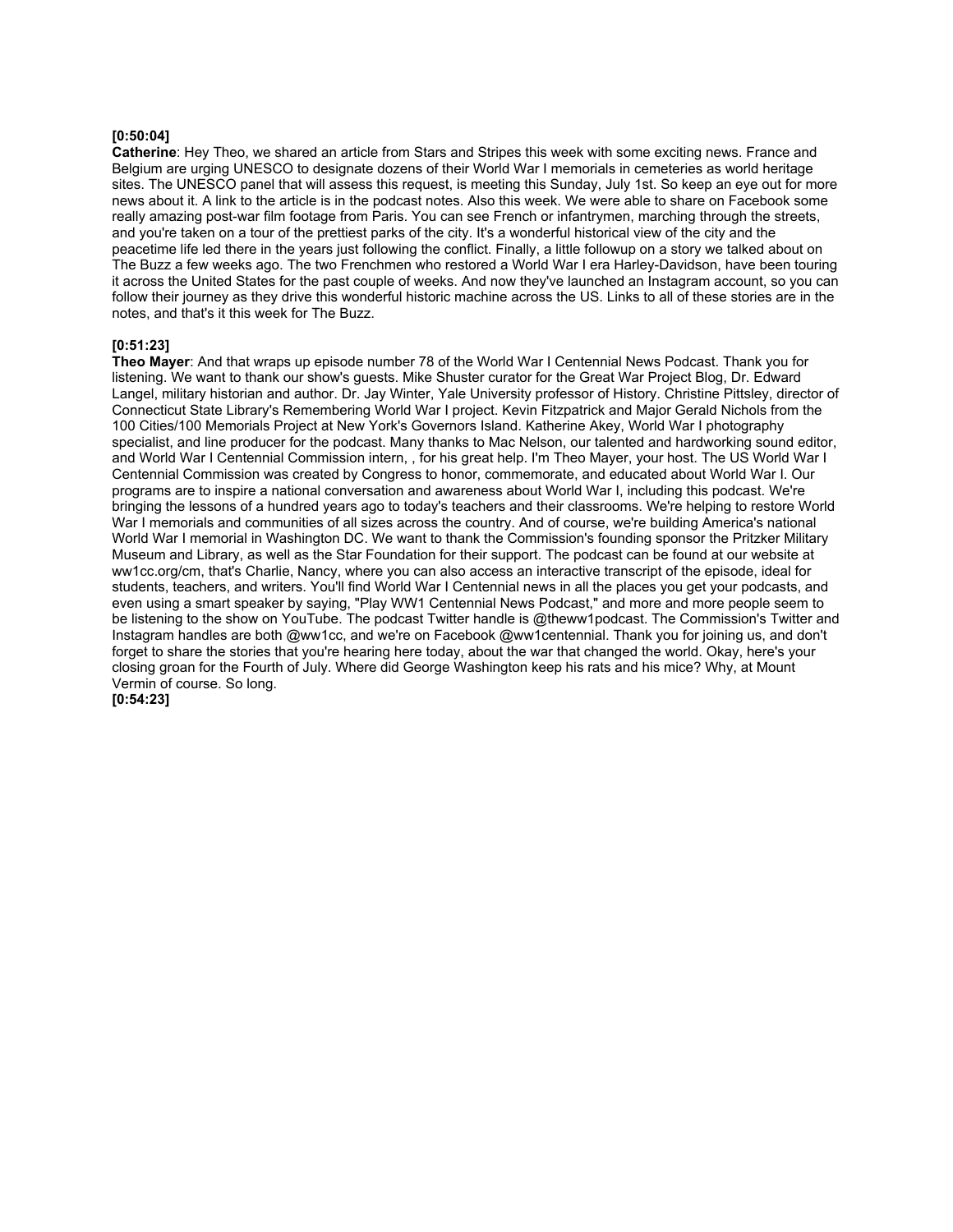**[0:50:04]**
**Catherine**: Hey Theo, we shared an article from Stars and Stripes this week with some exciting news. France and Belgium are urging UNESCO to designate dozens of their World War I memorials in cemeteries as world heritage sites. The UNESCO panel that will assess this request, is meeting this Sunday, July 1st. So keep an eye out for more news about it. A link to the article is in the podcast notes. Also this week. We were able to share on Facebook some really amazing post-war film footage from Paris. You can see French or infantrymen, marching through the streets, and you're taken on a tour of the prettiest parks of the city. It's a wonderful historical view of the city and the peacetime life led there in the years just following the conflict. Finally, a little followup on a story we talked about on The Buzz a few weeks ago. The two Frenchmen who restored a World War I era Harley-Davidson, have been touring it across the United States for the past couple of weeks. And now they've launched an Instagram account, so you can follow their journey as they drive this wonderful historic machine across the US. Links to all of these stories are in the notes, and that's it this week for The Buzz.

**[0:51:23]**
**Theo Mayer**: And that wraps up episode number 78 of the World War I Centennial News Podcast. Thank you for listening. We want to thank our show's guests. Mike Shuster curator for the Great War Project Blog, Dr. Edward Langel, military historian and author. Dr. Jay Winter, Yale University professor of History. Christine Pittsley, director of Connecticut State Library's Remembering World War I project. Kevin Fitzpatrick and Major Gerald Nichols from the 100 Cities/100 Memorials Project at New York's Governors Island. Katherine Akey, World War I photography specialist, and line producer for the podcast. Many thanks to Mac Nelson, our talented and hardworking sound editor, and World War I Centennial Commission intern, , for his great help. I'm Theo Mayer, your host. The US World War I Centennial Commission was created by Congress to honor, commemorate, and educated about World War I. Our programs are to inspire a national conversation and awareness about World War I, including this podcast. We're bringing the lessons of a hundred years ago to today's teachers and their classrooms. We're helping to restore World War I memorials and communities of all sizes across the country. And of course, we're building America's national World War I memorial in Washington DC. We want to thank the Commission's founding sponsor the Pritzker Military Museum and Library, as well as the Star Foundation for their support. The podcast can be found at our website at ww1cc.org/cm, that's Charlie, Nancy, where you can also access an interactive transcript of the episode, ideal for students, teachers, and writers. You'll find World War I Centennial news in all the places you get your podcasts, and even using a smart speaker by saying, "Play WW1 Centennial News Podcast," and more and more people seem to be listening to the show on YouTube. The podcast Twitter handle is @theww1podcast. The Commission's Twitter and Instagram handles are both @ww1cc, and we're on Facebook @ww1centennial. Thank you for joining us, and don't forget to share the stories that you're hearing here today, about the war that changed the world. Okay, here's your closing groan for the Fourth of July. Where did George Washington keep his rats and his mice? Why, at Mount Vermin of course. So long.
**[0:54:23]**